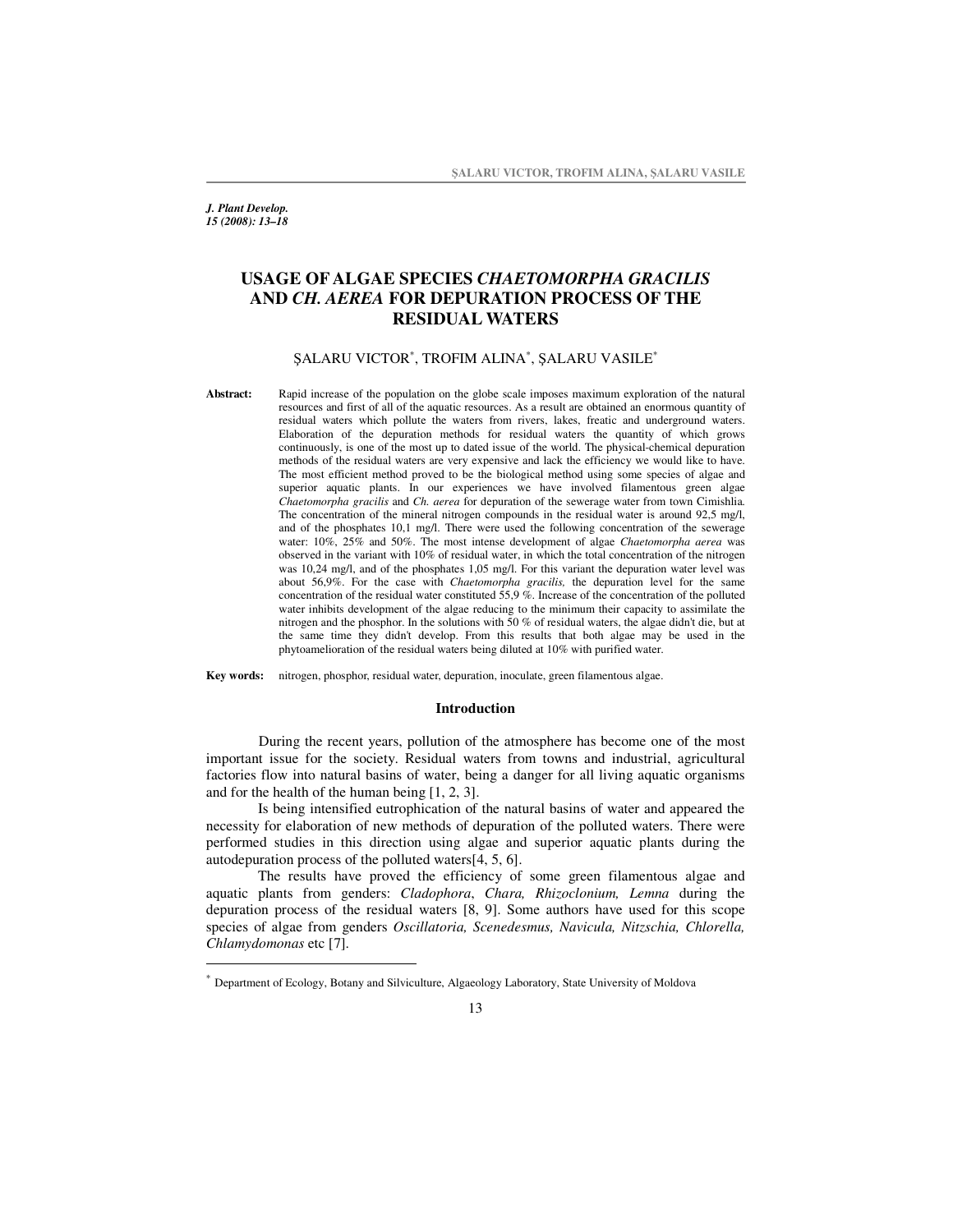# USAGE OF ALGAE SPECIES *CHAETOMORPHA GRACILIS* AND *CH. AEREA* FOR DEPURATION PROCESS OF THE RESIDUAL WATERS

ŞALARU VICTOR[*], TROFIM ALINA[*], ŞALARU VASILE[*]

**Abstract:** Rapid increase of the population on the globe scale imposes maximum exploration of the natural resources and first of all of the aquatic resources. As a result are obtained an enormous quantity of residual waters which pollute the waters from rivers, lakes, freatic and underground waters. Elaboration of the depuration methods for residual waters the quantity of which grows continuously, is one of the most up to dated issue of the world. The physical-chemical depuration methods of the residual waters are very expensive and lack the efficiency we would like to have. The most efficient method proved to be the biological method using some species of algae and superior aquatic plants. In our experiences we have involved filamentous green algae *Chaetomorpha gracilis* and *Ch. aerea* for depuration of the sewerage water from town Cimishlia. The concentration of the mineral nitrogen compounds in the residual water is around 92,5 mg/l, and of the phosphates 10,1 mg/l. There were used the following concentration of the sewerage water: 10%, 25% and 50%. The most intense development of algae *Chaetomorpha aerea* was observed in the variant with 10% of residual water, in which the total concentration of the nitrogen was 10,24 mg/l, and of the phosphates 1,05 mg/l. For this variant the depuration water level was about 56,9%. For the case with *Chaetomorpha gracilis,* the depuration level for the same concentration of the residual water constituted 55,9 %. Increase of the concentration of the polluted water inhibits development of the algae reducing to the minimum their capacity to assimilate the nitrogen and the phosphor. In the solutions with 50 % of residual waters, the algae didn't die, but at the same time they didn't develop. From this results that both algae may be used in the phytoamelioration of the residual waters being diluted at 10% with purified water.

**Key words:** nitrogen, phosphor, residual water, depuration, inoculate, green filamentous algae.

## Introduction

During the recent years, pollution of the atmosphere has become one of the most important issue for the society. Residual waters from towns and industrial, agricultural factories flow into natural basins of water, being a danger for all living aquatic organisms and for the health of the human being [1, 2, 3].

Is being intensified eutrophication of the natural basins of water and appeared the necessity for elaboration of new methods of depuration of the polluted waters. There were performed studies in this direction using algae and superior aquatic plants during the autodepuration process of the polluted waters[4, 5, 6].

The results have proved the efficiency of some green filamentous algae and aquatic plants from genders: *Cladophora*, *Chara, Rhizoclonium, Lemna* during the depuration process of the residual waters [8, 9]. Some authors have used for this scope species of algae from genders *Oscillatoria, Scenedesmus, Navicula, Nitzschia, Chlorella, Chlamydomonas* etc [7].

[*] Department of Ecology, Botany and Silviculture, Algaeology Laboratory, State University of Moldova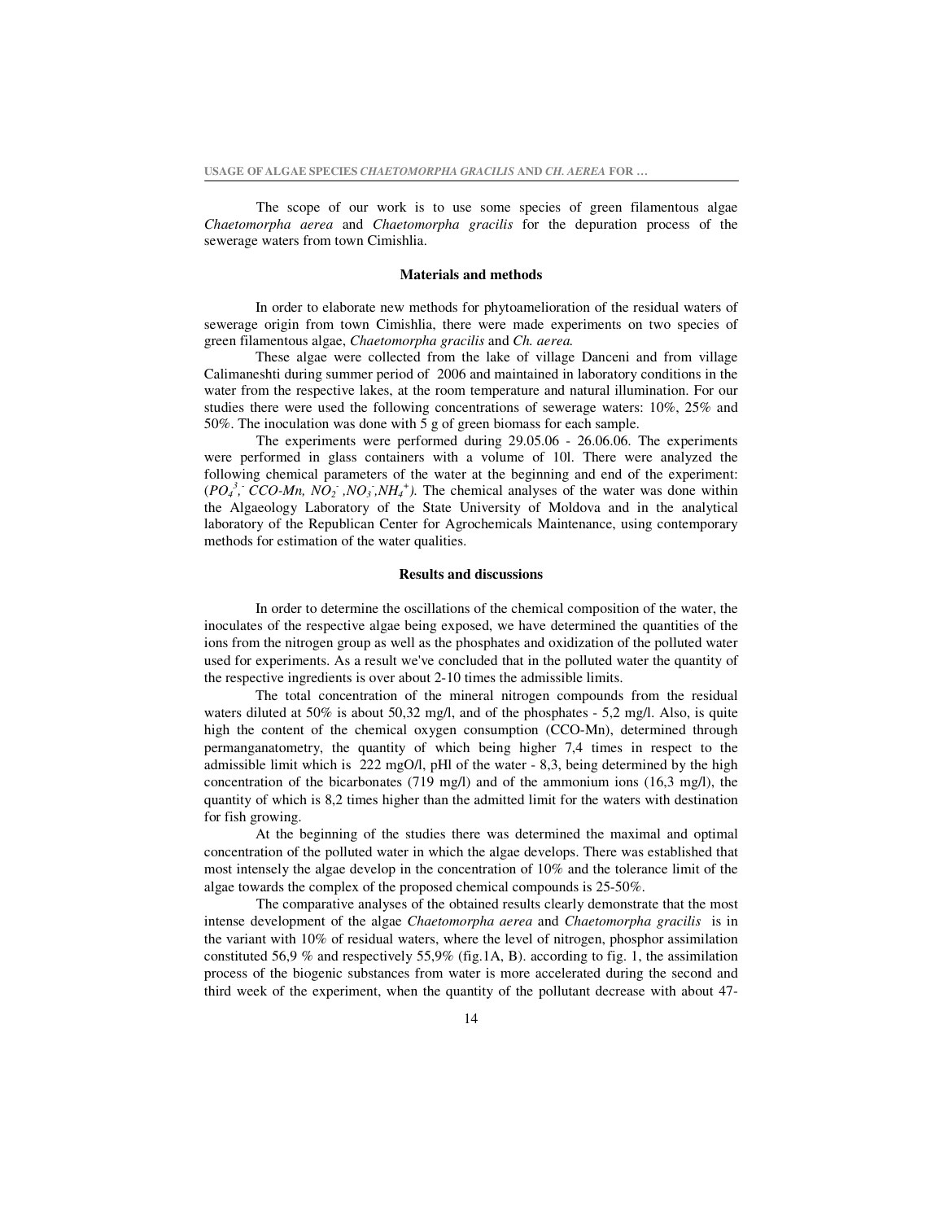The scope of our work is to use some species of green filamentous algae *Chaetomorpha aerea* and *Chaetomorpha gracilis* for the depuration process of the sewerage waters from town Cimishlia.

## Materials and methods

In order to elaborate new methods for phytoamelioration of the residual waters of sewerage origin from town Cimishlia, there were made experiments on two species of green filamentous algae, *Chaetomorpha gracilis* and *Ch. aerea.*

These algae were collected from the lake of village Danceni and from village Calimaneshti during summer period of 2006 and maintained in laboratory conditions in the water from the respective lakes, at the room temperature and natural illumination. For our studies there were used the following concentrations of sewerage waters: 10%, 25% and 50%. The inoculation was done with 5 g of green biomass for each sample.

The experiments were performed during 29.05.06 - 26.06.06. The experiments were performed in glass containers with a volume of 10l. There were analyzed the following chemical parameters of the water at the beginning and end of the experiment: ($PO_4^{3,-}$ CCO-Mn, $NO_2^-$ ,$NO_3^-$,$NH_4^+$). The chemical analyses of the water was done within the Algaeology Laboratory of the State University of Moldova and in the analytical laboratory of the Republican Center for Agrochemicals Maintenance, using contemporary methods for estimation of the water qualities.

## Results and discussions

In order to determine the oscillations of the chemical composition of the water, the inoculates of the respective algae being exposed, we have determined the quantities of the ions from the nitrogen group as well as the phosphates and oxidization of the polluted water used for experiments. As a result we've concluded that in the polluted water the quantity of the respective ingredients is over about 2-10 times the admissible limits.

The total concentration of the mineral nitrogen compounds from the residual waters diluted at 50% is about 50,32 mg/l, and of the phosphates - 5,2 mg/l. Also, is quite high the content of the chemical oxygen consumption (CCO-Mn), determined through permanganatometry, the quantity of which being higher 7,4 times in respect to the admissible limit which is 222 mgO/l, pHl of the water - 8,3, being determined by the high concentration of the bicarbonates (719 mg/l) and of the ammonium ions (16,3 mg/l), the quantity of which is 8,2 times higher than the admitted limit for the waters with destination for fish growing.

At the beginning of the studies there was determined the maximal and optimal concentration of the polluted water in which the algae develops. There was established that most intensely the algae develop in the concentration of 10% and the tolerance limit of the algae towards the complex of the proposed chemical compounds is 25-50%.

The comparative analyses of the obtained results clearly demonstrate that the most intense development of the algae *Chaetomorpha aerea* and *Chaetomorpha gracilis* is in the variant with 10% of residual waters, where the level of nitrogen, phosphor assimilation constituted 56,9 % and respectively 55,9% (fig.1A, B). according to fig. 1, the assimilation process of the biogenic substances from water is more accelerated during the second and third week of the experiment, when the quantity of the pollutant decrease with about 47-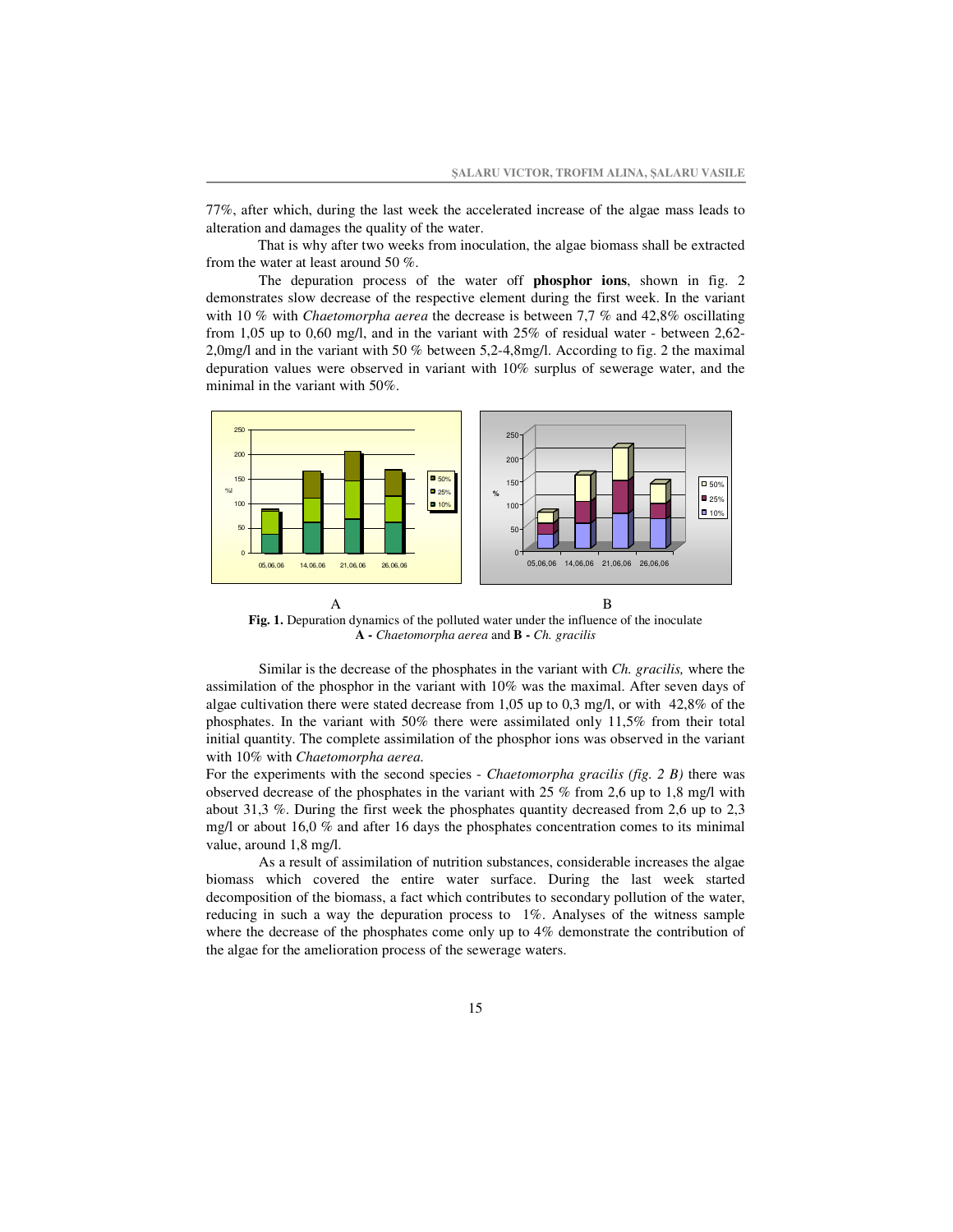77%, after which, during the last week the accelerated increase of the algae mass leads to alteration and damages the quality of the water.

That is why after two weeks from inoculation, the algae biomass shall be extracted from the water at least around 50 %.

The depuration process of the water off **phosphor ions**, shown in fig. 2 demonstrates slow decrease of the respective element during the first week. In the variant with 10 % with *Chaetomorpha aerea* the decrease is between 7,7 % and 42,8% oscillating from 1,05 up to 0,60 mg/l, and in the variant with 25% of residual water - between 2,62-2,0mg/l and in the variant with 50 % between 5,2-4,8mg/l. According to fig. 2 the maximal depuration values were observed in variant with 10% surplus of sewerage water, and the minimal in the variant with 50%.

A B

**Fig. 1.** Depuration dynamics of the polluted water under the influence of the inoculate **A -** *Chaetomorpha aerea* and **B -** *Ch. gracilis*

Similar is the decrease of the phosphates in the variant with *Ch. gracilis,* where the assimilation of the phosphor in the variant with 10% was the maximal. After seven days of algae cultivation there were stated decrease from 1,05 up to 0,3 mg/l, or with 42,8% of the phosphates. In the variant with 50% there were assimilated only 11,5% from their total initial quantity. The complete assimilation of the phosphor ions was observed in the variant with 10% with *Chaetomorpha aerea.*

For the experiments with the second species - *Chaetomorpha gracilis (fig. 2 B)* there was observed decrease of the phosphates in the variant with 25 % from 2,6 up to 1,8 mg/l with about 31,3 %. During the first week the phosphates quantity decreased from 2,6 up to 2,3 mg/l or about 16,0 % and after 16 days the phosphates concentration comes to its minimal value, around 1,8 mg/l.

As a result of assimilation of nutrition substances, considerable increases the algae biomass which covered the entire water surface. During the last week started decomposition of the biomass, a fact which contributes to secondary pollution of the water, reducing in such a way the depuration process to 1%. Analyses of the witness sample where the decrease of the phosphates come only up to 4% demonstrate the contribution of the algae for the amelioration process of the sewerage waters.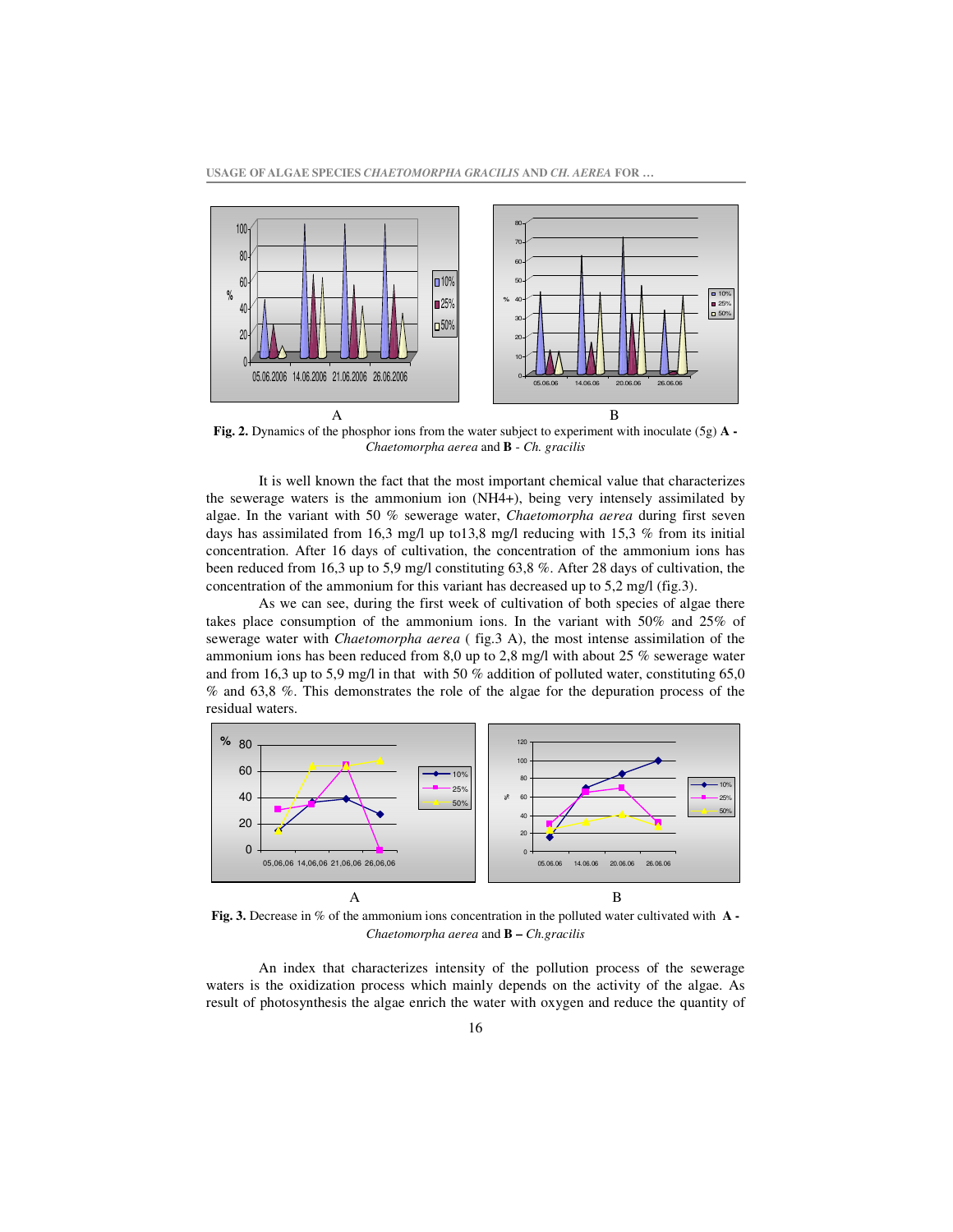**Fig. 2.** Dynamics of the phosphor ions from the water subject to experiment with inoculate (5g) **A -** *Chaetomorpha aerea* and **B** - *Ch. gracilis*

It is well known the fact that the most important chemical value that characterizes the sewerage waters is the ammonium ion (NH4+), being very intensely assimilated by algae. In the variant with 50 % sewerage water, *Chaetomorpha aerea* during first seven days has assimilated from 16,3 mg/l up to13,8 mg/l reducing with 15,3 % from its initial concentration. After 16 days of cultivation, the concentration of the ammonium ions has been reduced from 16,3 up to 5,9 mg/l constituting 63,8 %. After 28 days of cultivation, the concentration of the ammonium for this variant has decreased up to 5,2 mg/l (fig.3).

As we can see, during the first week of cultivation of both species of algae there takes place consumption of the ammonium ions. In the variant with 50% and 25% of sewerage water with *Chaetomorpha aerea* ( fig.3 A), the most intense assimilation of the ammonium ions has been reduced from 8,0 up to 2,8 mg/l with about 25 % sewerage water and from 16,3 up to 5,9 mg/l in that with 50 % addition of polluted water, constituting 65,0 % and 63,8 %. This demonstrates the role of the algae for the depuration process of the residual waters.

**Fig. 3.** Decrease in % of the ammonium ions concentration in the polluted water cultivated with **A -** *Chaetomorpha aerea* and **B –** *Ch.gracilis*

An index that characterizes intensity of the pollution process of the sewerage waters is the oxidization process which mainly depends on the activity of the algae. As result of photosynthesis the algae enrich the water with oxygen and reduce the quantity of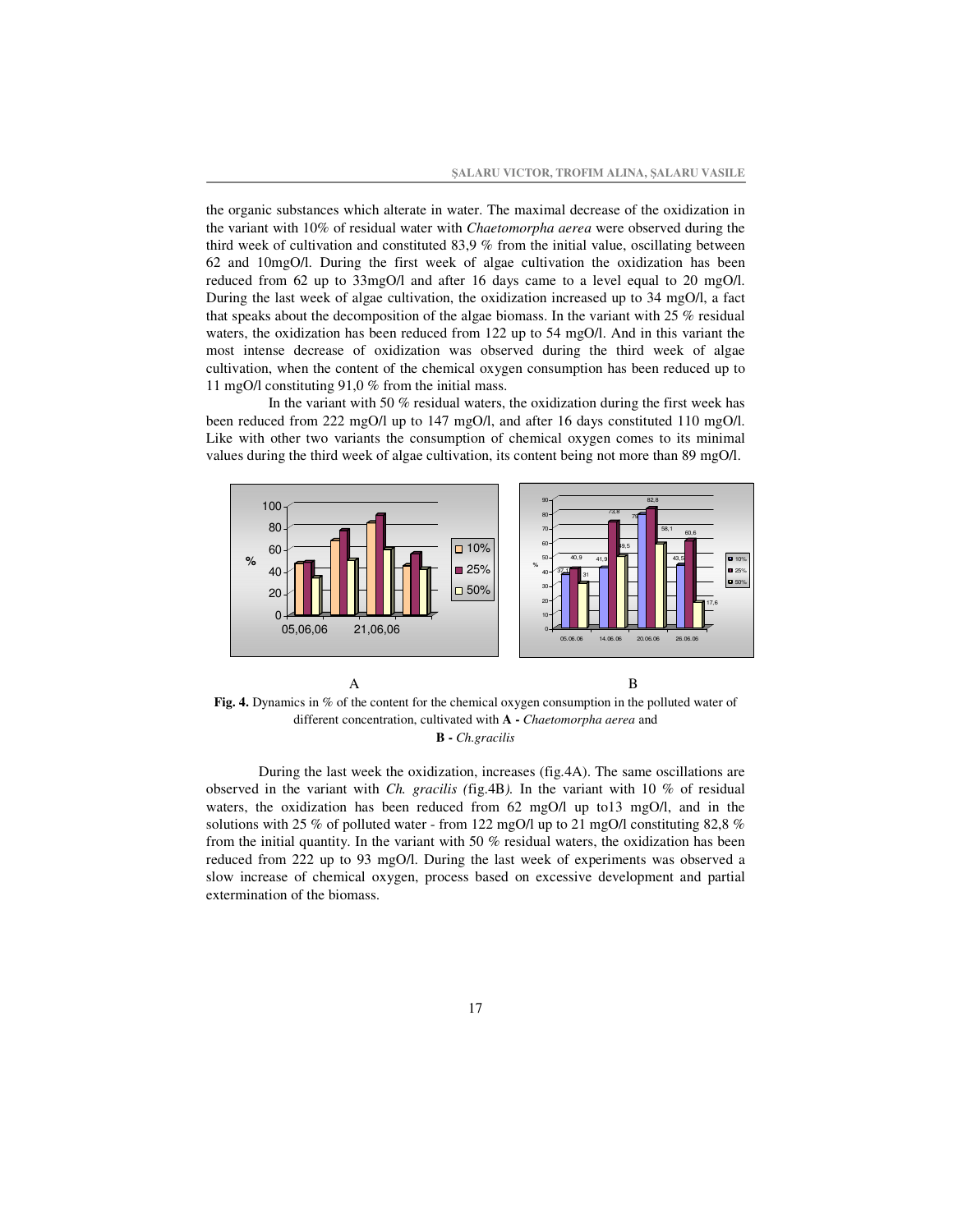the organic substances which alterate in water. The maximal decrease of the oxidization in the variant with 10% of residual water with *Chaetomorpha aerea* were observed during the third week of cultivation and constituted 83,9 % from the initial value, oscillating between 62 and 10mgO/l. During the first week of algae cultivation the oxidization has been reduced from 62 up to 33mgO/l and after 16 days came to a level equal to 20 mgO/l. During the last week of algae cultivation, the oxidization increased up to 34 mgO/l, a fact that speaks about the decomposition of the algae biomass. In the variant with 25 % residual waters, the oxidization has been reduced from 122 up to 54 mgO/l. And in this variant the most intense decrease of oxidization was observed during the third week of algae cultivation, when the content of the chemical oxygen consumption has been reduced up to 11 mgO/l constituting 91,0 % from the initial mass.

In the variant with 50 % residual waters, the oxidization during the first week has been reduced from 222 mgO/l up to 147 mgO/l, and after 16 days constituted 110 mgO/l. Like with other two variants the consumption of chemical oxygen comes to its minimal values during the third week of algae cultivation, its content being not more than 89 mgO/l.

A B

**Fig. 4.** Dynamics in % of the content for the chemical oxygen consumption in the polluted water of different concentration, cultivated with **A -** *Chaetomorpha aerea* and **B -** *Ch.gracilis*

During the last week the oxidization, increases (fig.4A). The same oscillations are observed in the variant with *Ch. gracilis (*fig.4B*).* In the variant with 10 % of residual waters, the oxidization has been reduced from 62 mgO/l up to13 mgO/l, and in the solutions with 25 % of polluted water - from 122 mgO/l up to 21 mgO/l constituting 82,8 % from the initial quantity. In the variant with 50 % residual waters, the oxidization has been reduced from 222 up to 93 mgO/l. During the last week of experiments was observed a slow increase of chemical oxygen, process based on excessive development and partial extermination of the biomass.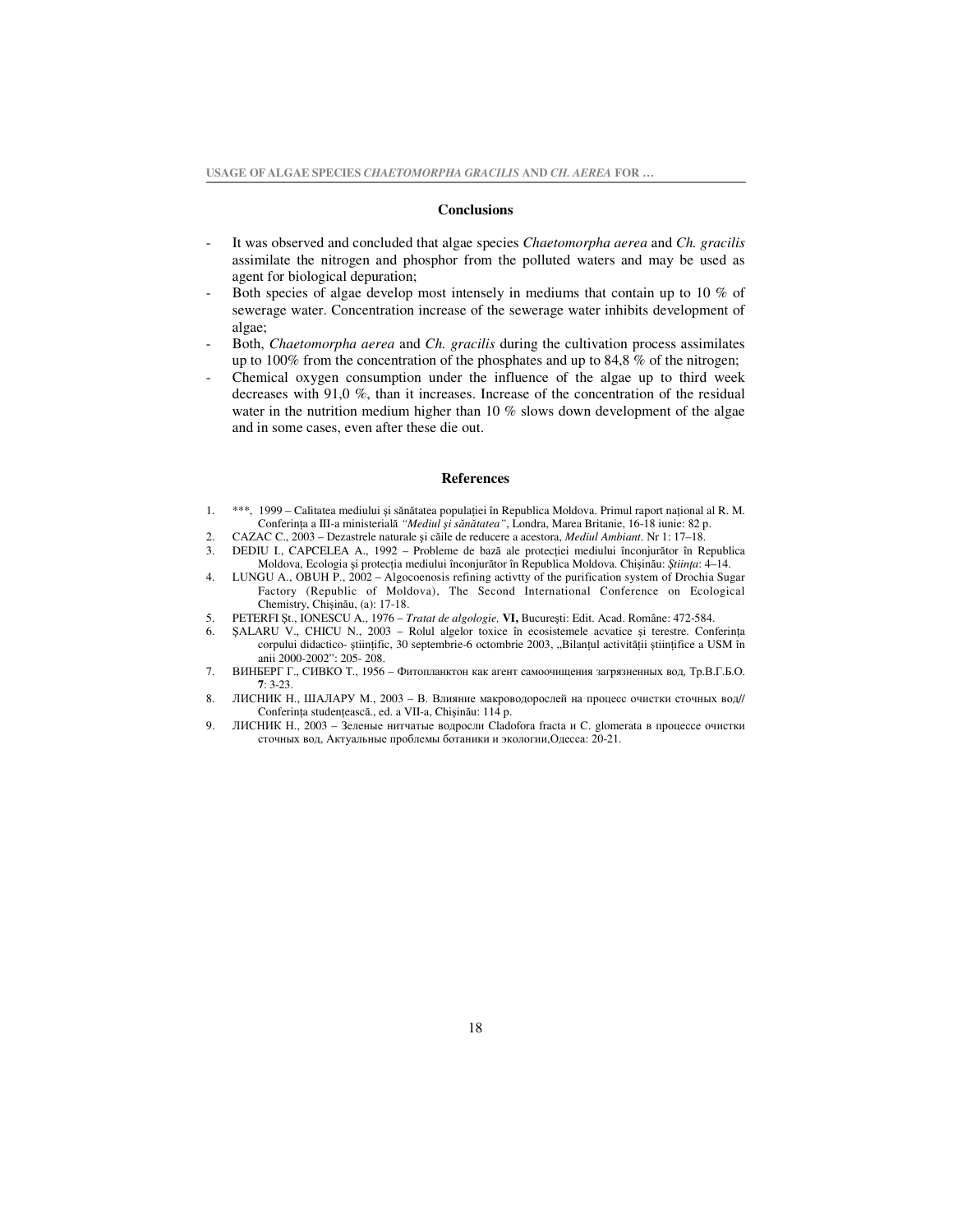## Conclusions

- It was observed and concluded that algae species *Chaetomorpha aerea* and *Ch. gracilis* assimilate the nitrogen and phosphor from the polluted waters and may be used as agent for biological depuration;
- Both species of algae develop most intensely in mediums that contain up to 10 % of sewerage water. Concentration increase of the sewerage water inhibits development of algae;
- Both, *Chaetomorpha aerea* and *Ch. gracilis* during the cultivation process assimilates up to 100% from the concentration of the phosphates and up to 84,8 % of the nitrogen;
- Chemical oxygen consumption under the influence of the algae up to third week decreases with 91,0 %, than it increases. Increase of the concentration of the residual water in the nutrition medium higher than 10 % slows down development of the algae and in some cases, even after these die out.

## References

1. ***, 1999 – Calitatea mediului şi sănătatea populaţiei în Republica Moldova. Primul raport naţional al R. M. Conferinţa a III-a ministerială *"Mediul şi sănătatea"*, Londra, Marea Britanie, 16-18 iunie: 82 p.
2. CAZAC C., 2003 – Dezastrele naturale şi căile de reducere a acestora, *Mediul Ambiant*. Nr 1: 17–18.
3. DEDIU I., CAPCELEA A., 1992 – Probleme de bază ale protecţiei mediului înconjurător în Republica Moldova, Ecologia şi protecţia mediului înconjurător în Republica Moldova. Chişinău: *Ştiinţa*: 4–14.
4. LUNGU A., OBUH P., 2002 – Algocoenosis refining activtty of the purification system of Drochia Sugar Factory (Republic of Moldova), The Second International Conference on Ecological Chemistry, Chişinău, (a): 17-18.
5. PETERFI Şt., IONESCU A., 1976 – *Tratat de algologie,* **VI,** Bucureşti: Edit. Acad. Române: 472-584.
6. ŞALARU V., CHICU N., 2003 – Rolul algelor toxice în ecosistemele acvatice şi terestre. Conferinţa corpului didactico- ştiinţific, 30 septembrie-6 octombrie 2003, „Bilanţul activităţii ştiinţifice a USM în anii 2000-2002": 205- 208.
7. ВИНБЕРГ Г., СИВКО Т., 1956 – Фитопланктон как агент самоочищения загрязненных вод, Тр.В.Г.Б.О. **7**: 3-23.
8. ЛИСНИК Н., ШАЛАРУ М., 2003 – В. Влияние макроводорослей на процесс очистки сточных вод// Conferinţa studenţească., ed. a VII-a, Chişinău: 114 p.
9. ЛИСНИК Н., 2003 – Зеленые нитчатые водросли Cladofora fracta и C. glomerata в процессе очистки сточных вод, Актуальные проблемы ботаники и экологии,Одесса: 20-21.